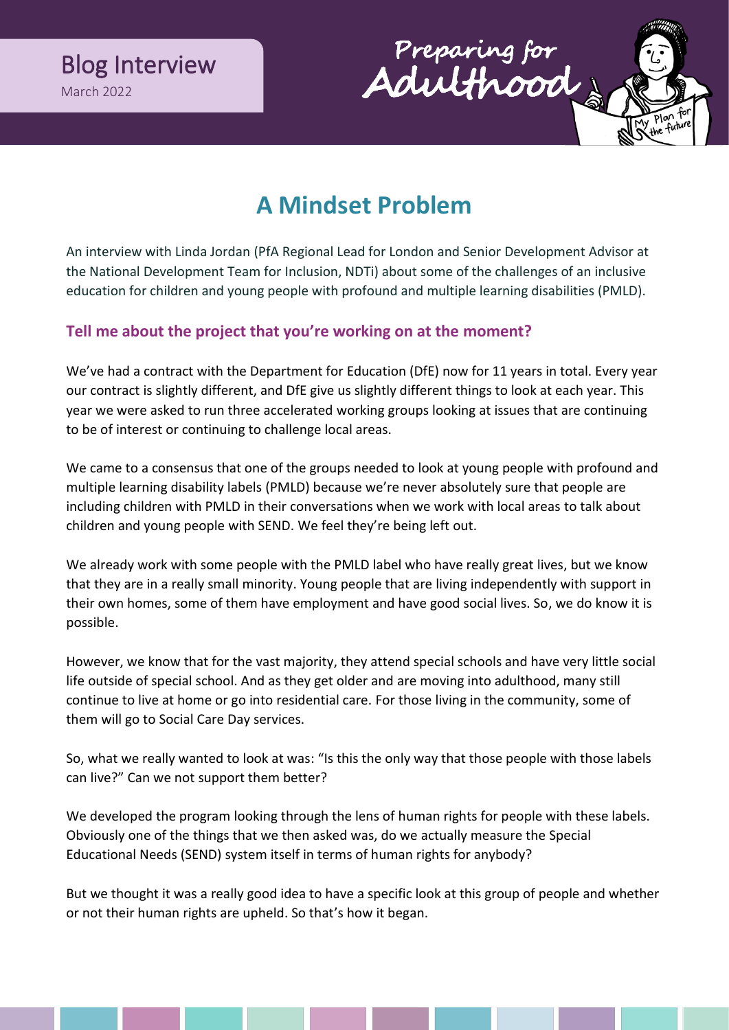Blog Interview

March 2022

Preparing for Adulthood

# A Mindset Problem

An interview with Linda Jordan (PfA Regional Lead for London and Senior Development Advisor at the National Development Team for Inclusion, NDTi) about some of the challenges of an inclusive education for children and young people with profound and multiple learning disabilities (PMLD).

### Tell me about the project that you're working on at the moment?

We've had a contract with the Department for Education (DfE) now for 11 years in total. Every year our contract is slightly different, and DfE give us slightly different things to look at each year. This year we were asked to run three accelerated working groups looking at issues that are continuing to be of interest or continuing to challenge local areas.

We came to a consensus that one of the groups needed to look at young people with profound and multiple learning disability labels (PMLD) because we're never absolutely sure that people are including children with PMLD in their conversations when we work with local areas to talk about children and young people with SEND. We feel they're being left out.

We already work with some people with the PMLD label who have really great lives, but we know that they are in a really small minority. Young people that are living independently with support in their own homes, some of them have employment and have good social lives. So, we do know it is possible.

However, we know that for the vast majority, they attend special schools and have very little social life outside of special school. And as they get older and are moving into adulthood, many still continue to live at home or go into residential care. For those living in the community, some of them will go to Social Care Day services.

So, what we really wanted to look at was: "Is this the only way that those people with those labels can live?" Can we not support them better?

We developed the program looking through the lens of human rights for people with these labels. Obviously one of the things that we then asked was, do we actually measure the Special Educational Needs (SEND) system itself in terms of human rights for anybody?

But we thought it was a really good idea to have a specific look at this group of people and whether or not their human rights are upheld. So that's how it began.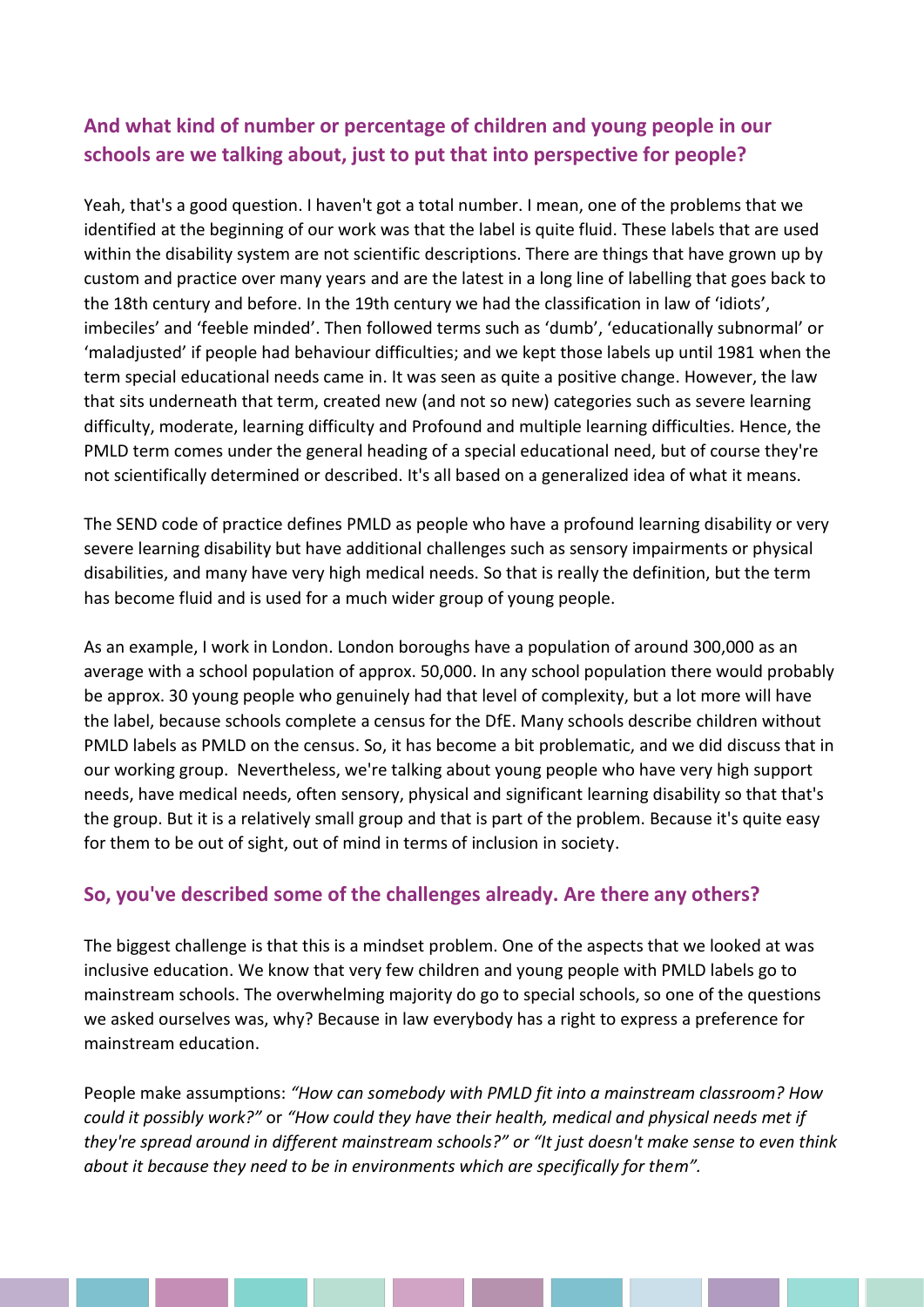### And what kind of number or percentage of children and young people in our schools are we talking about, just to put that into perspective for people?

Yeah, that's a good question. I haven't got a total number. I mean, one of the problems that we identified at the beginning of our work was that the label is quite fluid. These labels that are used within the disability system are not scientific descriptions. There are things that have grown up by custom and practice over many years and are the latest in a long line of labelling that goes back to the 18th century and before. In the 19th century we had the classification in law of 'idiots', imbeciles' and 'feeble minded'. Then followed terms such as 'dumb', 'educationally subnormal' or 'maladjusted' if people had behaviour difficulties; and we kept those labels up until 1981 when the term special educational needs came in. It was seen as quite a positive change. However, the law that sits underneath that term, created new (and not so new) categories such as severe learning difficulty, moderate, learning difficulty and Profound and multiple learning difficulties. Hence, the PMLD term comes under the general heading of a special educational need, but of course they're not scientifically determined or described. It's all based on a generalized idea of what it means.

The SEND code of practice defines PMLD as people who have a profound learning disability or very severe learning disability but have additional challenges such as sensory impairments or physical disabilities, and many have very high medical needs. So that is really the definition, but the term has become fluid and is used for a much wider group of young people.

As an example, I work in London. London boroughs have a population of around 300,000 as an average with a school population of approx. 50,000. In any school population there would probably be approx. 30 young people who genuinely had that level of complexity, but a lot more will have the label, because schools complete a census for the DfE. Many schools describe children without PMLD labels as PMLD on the census. So, it has become a bit problematic, and we did discuss that in our working group. Nevertheless, we're talking about young people who have very high support needs, have medical needs, often sensory, physical and significant learning disability so that that's the group. But it is a relatively small group and that is part of the problem. Because it's quite easy for them to be out of sight, out of mind in terms of inclusion in society.

### So, you've described some of the challenges already. Are there any others?

The biggest challenge is that this is a mindset problem. One of the aspects that we looked at was inclusive education. We know that very few children and young people with PMLD labels go to mainstream schools. The overwhelming majority do go to special schools, so one of the questions we asked ourselves was, why? Because in law everybody has a right to express a preference for mainstream education.

People make assumptions: *"How can somebody with PMLD fit into a mainstream classroom? How could it possibly work?"* or *"How could they have their health, medical and physical needs met if they're spread around in different mainstream schools?"* or *"It just doesn't make sense to even think about it because they need to be in environments which are specifically for them".*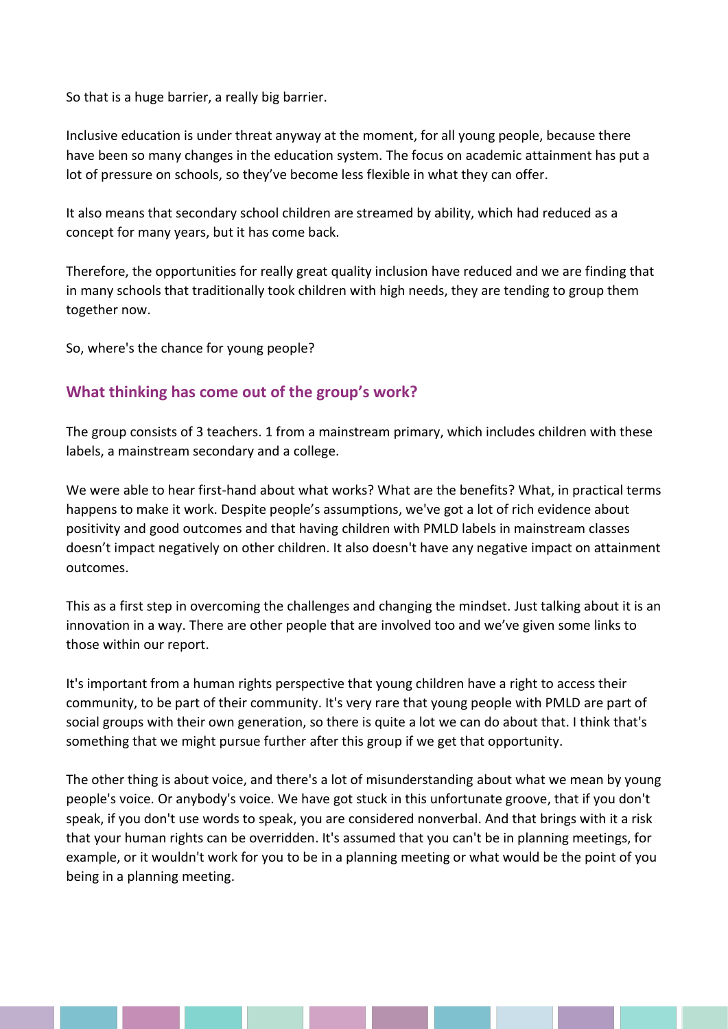So that is a huge barrier, a really big barrier.

Inclusive education is under threat anyway at the moment, for all young people, because there have been so many changes in the education system. The focus on academic attainment has put a lot of pressure on schools, so they've become less flexible in what they can offer.

It also means that secondary school children are streamed by ability, which had reduced as a concept for many years, but it has come back.

Therefore, the opportunities for really great quality inclusion have reduced and we are finding that in many schools that traditionally took children with high needs, they are tending to group them together now.

So, where's the chance for young people?

## What thinking has come out of the group's work?

The group consists of 3 teachers. 1 from a mainstream primary, which includes children with these labels, a mainstream secondary and a college.

We were able to hear first-hand about what works? What are the benefits? What, in practical terms happens to make it work. Despite people's assumptions, we've got a lot of rich evidence about positivity and good outcomes and that having children with PMLD labels in mainstream classes doesn't impact negatively on other children. It also doesn't have any negative impact on attainment outcomes.

This as a first step in overcoming the challenges and changing the mindset. Just talking about it is an innovation in a way. There are other people that are involved too and we've given some links to those within our report.

It's important from a human rights perspective that young children have a right to access their community, to be part of their community. It's very rare that young people with PMLD are part of social groups with their own generation, so there is quite a lot we can do about that. I think that's something that we might pursue further after this group if we get that opportunity.

The other thing is about voice, and there's a lot of misunderstanding about what we mean by young people's voice. Or anybody's voice. We have got stuck in this unfortunate groove, that if you don't speak, if you don't use words to speak, you are considered nonverbal. And that brings with it a risk that your human rights can be overridden. It's assumed that you can't be in planning meetings, for example, or it wouldn't work for you to be in a planning meeting or what would be the point of you being in a planning meeting.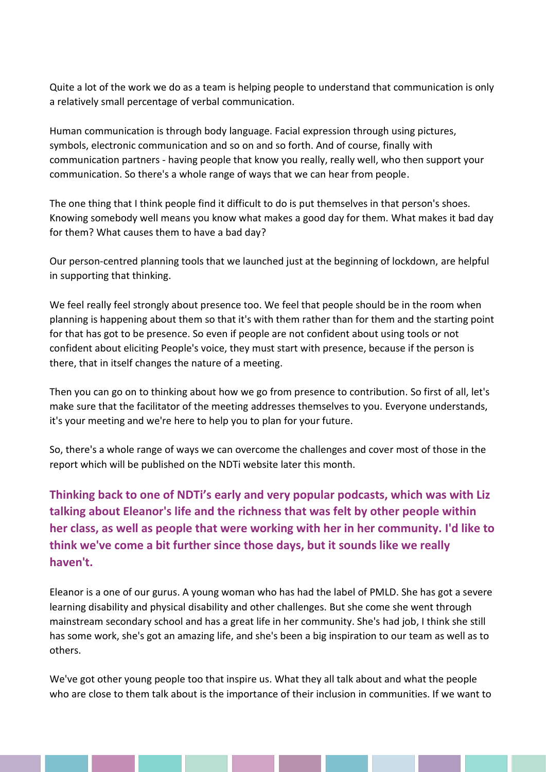Quite a lot of the work we do as a team is helping people to understand that communication is only a relatively small percentage of verbal communication.

Human communication is through body language. Facial expression through using pictures, symbols, electronic communication and so on and so forth. And of course, finally with communication partners - having people that know you really, really well, who then support your communication. So there's a whole range of ways that we can hear from people.

The one thing that I think people find it difficult to do is put themselves in that person's shoes. Knowing somebody well means you know what makes a good day for them. What makes it bad day for them? What causes them to have a bad day?

Our person-centred planning tools that we launched just at the beginning of lockdown, are helpful in supporting that thinking.

We feel really feel strongly about presence too. We feel that people should be in the room when planning is happening about them so that it's with them rather than for them and the starting point for that has got to be presence. So even if people are not confident about using tools or not confident about eliciting People's voice, they must start with presence, because if the person is there, that in itself changes the nature of a meeting.

Then you can go on to thinking about how we go from presence to contribution. So first of all, let's make sure that the facilitator of the meeting addresses themselves to you. Everyone understands, it's your meeting and we're here to help you to plan for your future.

So, there's a whole range of ways we can overcome the challenges and cover most of those in the report which will be published on the NDTi website later this month.

**Thinking back to one of NDTi's early and very popular podcasts, which was with Liz talking about Eleanor's life and the richness that was felt by other people within her class, as well as people that were working with her in her community. I'd like to think we've come a bit further since those days, but it sounds like we really haven't.**

Eleanor is a one of our gurus. A young woman who has had the label of PMLD. She has got a severe learning disability and physical disability and other challenges. But she come she went through mainstream secondary school and has a great life in her community. She's had job, I think she still has some work, she's got an amazing life, and she's been a big inspiration to our team as well as to others.

We've got other young people too that inspire us. What they all talk about and what the people who are close to them talk about is the importance of their inclusion in communities. If we want to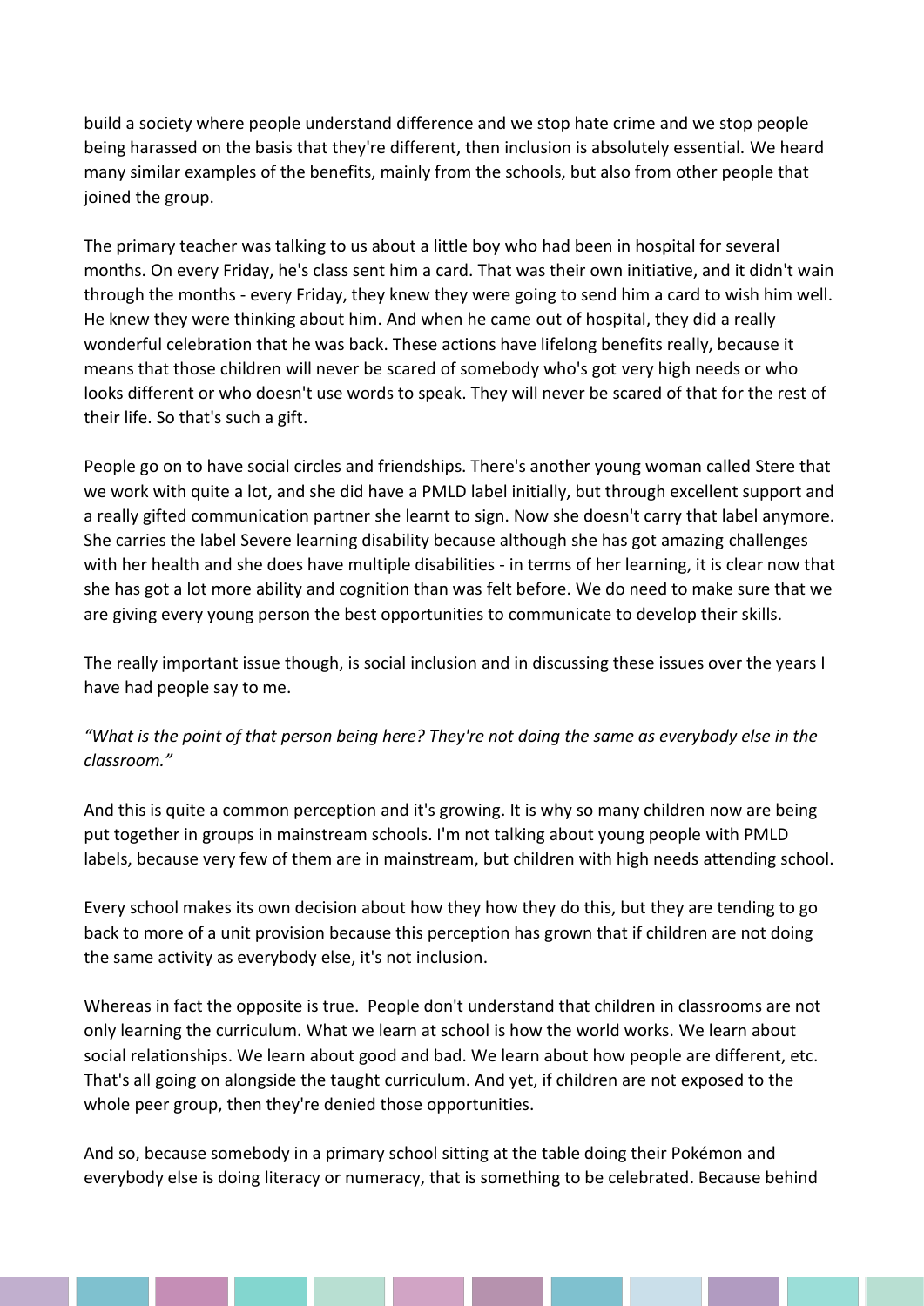build a society where people understand difference and we stop hate crime and we stop people being harassed on the basis that they're different, then inclusion is absolutely essential. We heard many similar examples of the benefits, mainly from the schools, but also from other people that joined the group.

The primary teacher was talking to us about a little boy who had been in hospital for several months. On every Friday, he's class sent him a card. That was their own initiative, and it didn't wain through the months - every Friday, they knew they were going to send him a card to wish him well. He knew they were thinking about him. And when he came out of hospital, they did a really wonderful celebration that he was back. These actions have lifelong benefits really, because it means that those children will never be scared of somebody who's got very high needs or who looks different or who doesn't use words to speak. They will never be scared of that for the rest of their life. So that's such a gift.

People go on to have social circles and friendships. There's another young woman called Stere that we work with quite a lot, and she did have a PMLD label initially, but through excellent support and a really gifted communication partner she learnt to sign. Now she doesn't carry that label anymore. She carries the label Severe learning disability because although she has got amazing challenges with her health and she does have multiple disabilities - in terms of her learning, it is clear now that she has got a lot more ability and cognition than was felt before. We do need to make sure that we are giving every young person the best opportunities to communicate to develop their skills.

The really important issue though, is social inclusion and in discussing these issues over the years I have had people say to me.

*"What is the point of that person being here? They're not doing the same as everybody else in the classroom."*

And this is quite a common perception and it's growing. It is why so many children now are being put together in groups in mainstream schools. I'm not talking about young people with PMLD labels, because very few of them are in mainstream, but children with high needs attending school.

Every school makes its own decision about how they how they do this, but they are tending to go back to more of a unit provision because this perception has grown that if children are not doing the same activity as everybody else, it's not inclusion.

Whereas in fact the opposite is true. People don't understand that children in classrooms are not only learning the curriculum. What we learn at school is how the world works. We learn about social relationships. We learn about good and bad. We learn about how people are different, etc. That's all going on alongside the taught curriculum. And yet, if children are not exposed to the whole peer group, then they're denied those opportunities.

And so, because somebody in a primary school sitting at the table doing their Pokémon and everybody else is doing literacy or numeracy, that is something to be celebrated. Because behind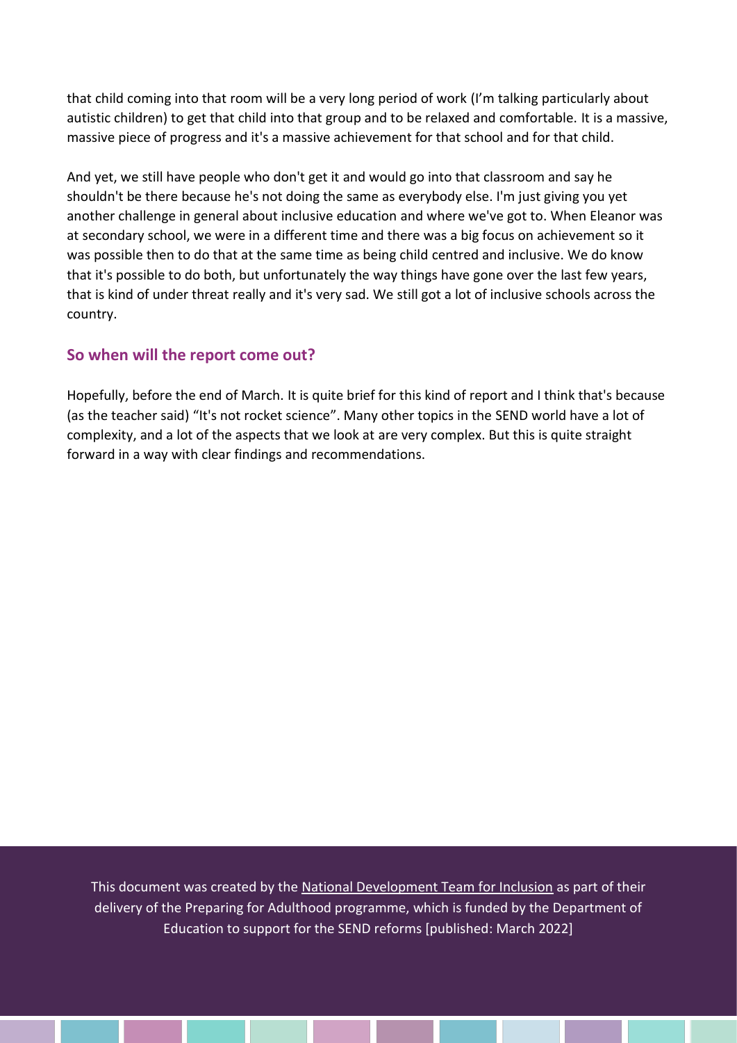that child coming into that room will be a very long period of work (I'm talking particularly about autistic children) to get that child into that group and to be relaxed and comfortable. It is a massive, massive piece of progress and it's a massive achievement for that school and for that child.

And yet, we still have people who don't get it and would go into that classroom and say he shouldn't be there because he's not doing the same as everybody else. I'm just giving you yet another challenge in general about inclusive education and where we've got to. When Eleanor was at secondary school, we were in a different time and there was a big focus on achievement so it was possible then to do that at the same time as being child centred and inclusive. We do know that it's possible to do both, but unfortunately the way things have gone over the last few years, that is kind of under threat really and it's very sad. We still got a lot of inclusive schools across the country.

## So when will the report come out?

Hopefully, before the end of March. It is quite brief for this kind of report and I think that's because (as the teacher said) "It's not rocket science". Many other topics in the SEND world have a lot of complexity, and a lot of the aspects that we look at are very complex. But this is quite straight forward in a way with clear findings and recommendations.

This document was created by the National Development Team for Inclusion as part of their delivery of the Preparing for Adulthood programme, which is funded by the Department of Education to support for the SEND reforms [published: March 2022]